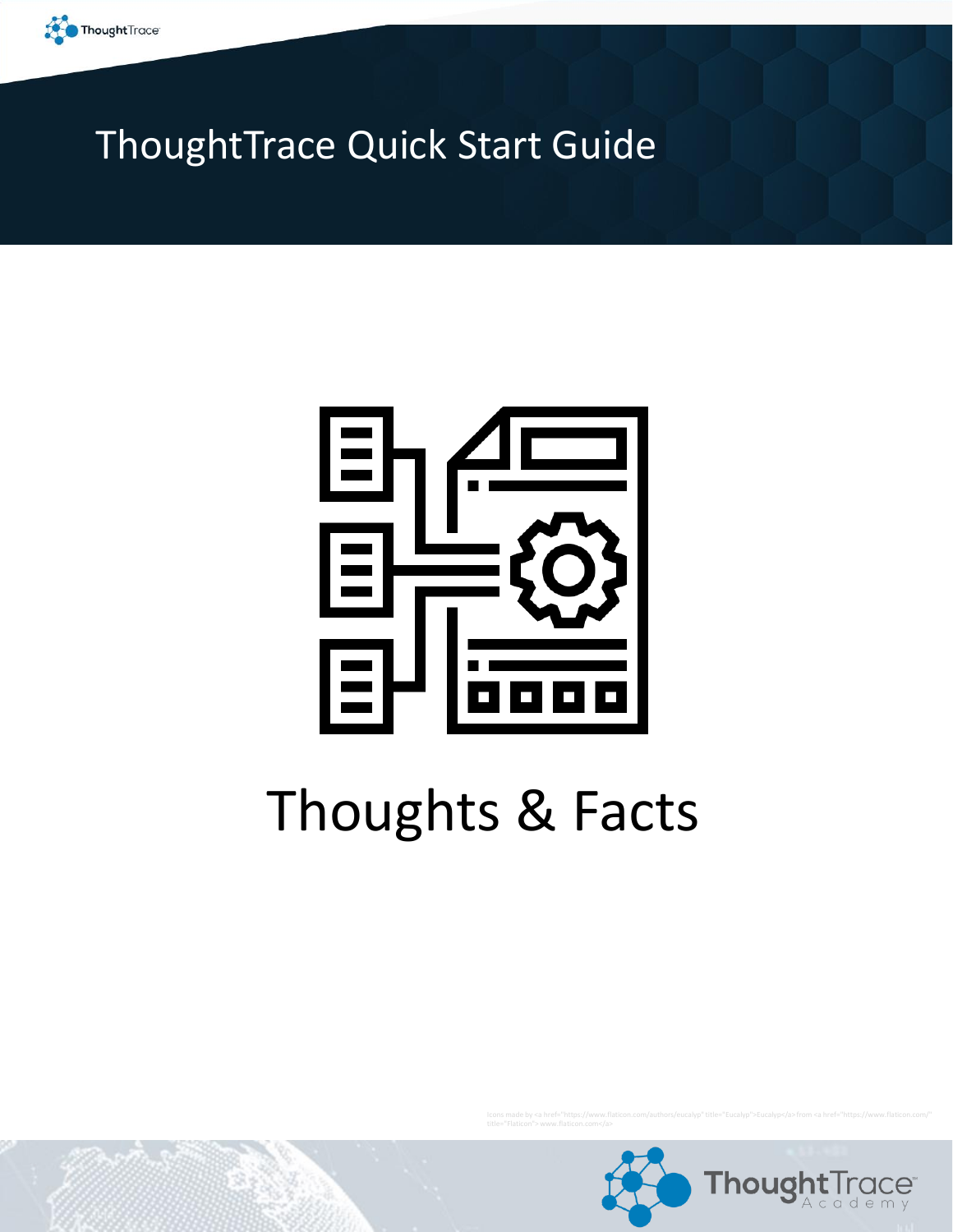# ThoughtTrace Quick Start Guide

## Thoughts & Facts

Icons made by <a href="https://www.flaticon.com/authors/eucalyp" title="Eucalyp">Eucalyp</a> from <a href="https://www.flaticon.com/" title="Flaticon"> www.flaticon.com</a>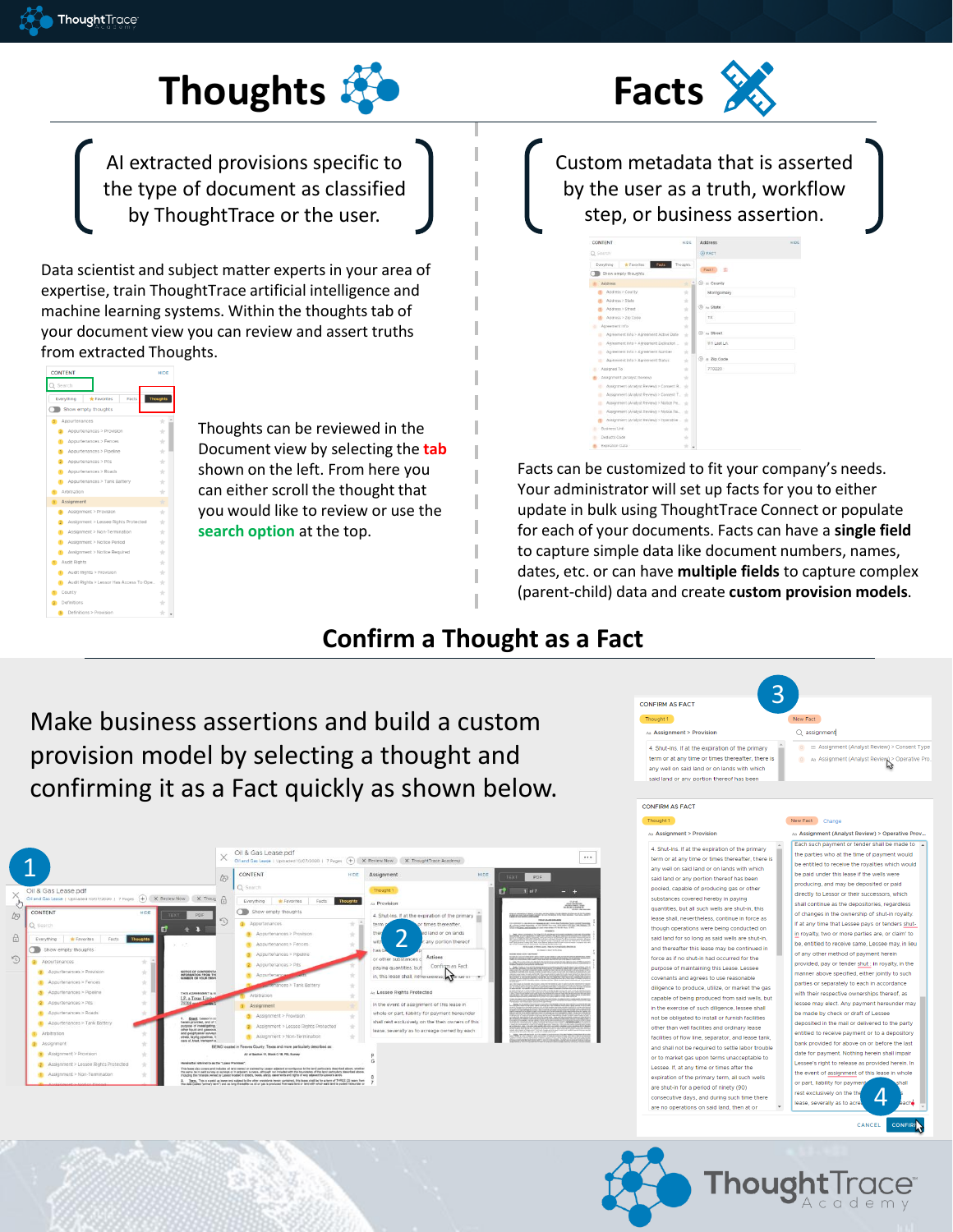# Thoughts

AI extracted provisions specific to the type of document as classified by ThoughtTrace or the user.

Data scientist and subject matter experts in your area of expertise, train ThoughtTrace artificial intelligence and machine learning systems. Within the thoughts tab of your document view you can review and assert truths from extracted Thoughts.

Thoughts can be reviewed in the Document view by selecting the **tab** shown on the left. From here you can either scroll the thought that you would like to review or use the **search option** at the top.

# Facts

Custom metadata that is asserted by the user as a truth, workflow step, or business assertion.

Facts can be customized to fit your company's needs. Your administrator will set up facts for you to either update in bulk using ThoughtTrace Connect or populate for each of your documents. Facts can have a **single field** to capture simple data like document numbers, names, dates, etc. or can have **multiple fields** to capture complex (parent-child) data and create **custom provision models**.

## Confirm a Thought as a Fact

Make business assertions and build a custom provision model by selecting a thought and confirming it as a Fact quickly as shown below.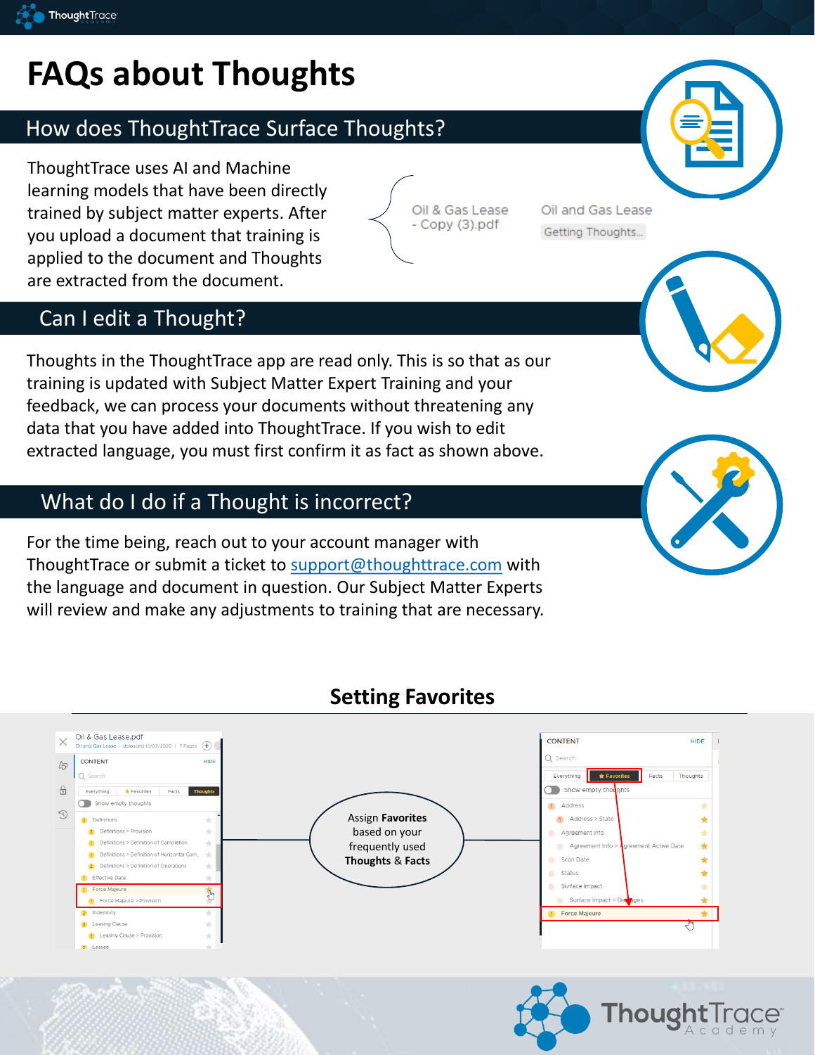# FAQs about Thoughts

## How does ThoughtTrace Surface Thoughts?

ThoughtTrace uses AI and Machine learning models that have been directly trained by subject matter experts. After you upload a document that training is applied to the document and Thoughts are extracted from the document.

Oil & Gas Lease - Copy (3).pdf

Oil and Gas Lease

Getting Thoughts...

## Can I edit a Thought?

Thoughts in the ThoughtTrace app are read only. This is so that as our training is updated with Subject Matter Expert Training and your feedback, we can process your documents without threatening any data that you have added into ThoughtTrace. If you wish to edit extracted language, you must first confirm it as fact as shown above.

## What do I do if a Thought is incorrect?

For the time being, reach out to your account manager with ThoughtTrace or submit a ticket to support@thoughttrace.com with the language and document in question. Our Subject Matter Experts will review and make any adjustments to training that are necessary.

## Setting Favorites

Assign **Favorites** based on your frequently used **Thoughts** & **Facts**